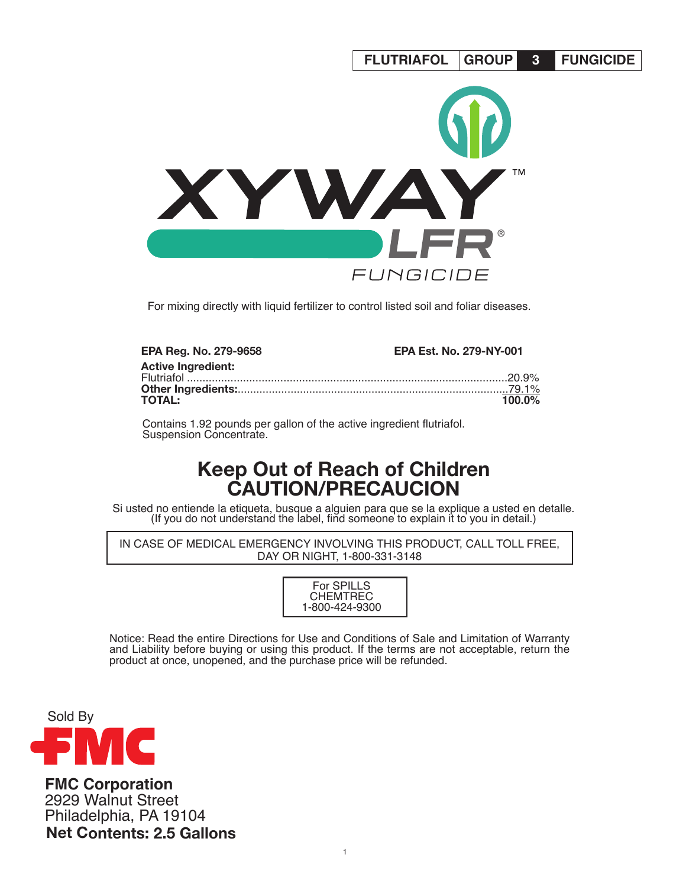FLUTRIAFOL | GROUP **3** | FUNGICIDE

# XYWAY™ LFR® FUNGICIDE

For mixing directly with liquid fertilizer to control listed soil and foliar diseases.

**EPA Reg. No. 279-9658** **EPA Est. No. 279-NY-001**

**Active Ingredient:**

| | |
|---|---|
| Flutriafol | 20.9% |
| **Other Ingredients:** | 79.1% |
| **TOTAL:** | **100.0%** |

Contains 1.92 pounds per gallon of the active ingredient flutriafol.
Suspension Concentrate.

## Keep Out of Reach of Children
## CAUTION/PRECAUCION

Si usted no entiende la etiqueta, busque a alguien para que se la explique a usted en detalle.
(If you do not understand the label, find someone to explain it to you in detail.)

IN CASE OF MEDICAL EMERGENCY INVOLVING THIS PRODUCT, CALL TOLL FREE, DAY OR NIGHT, 1-800-331-3148

For SPILLS
CHEMTREC
1-800-424-9300

Notice: Read the entire Directions for Use and Conditions of Sale and Limitation of Warranty and Liability before buying or using this product. If the terms are not acceptable, return the product at once, unopened, and the purchase price will be refunded.

Sold By
FMC

**FMC Corporation**
2929 Walnut Street
Philadelphia, PA 19104
**Net Contents: 2.5 Gallons**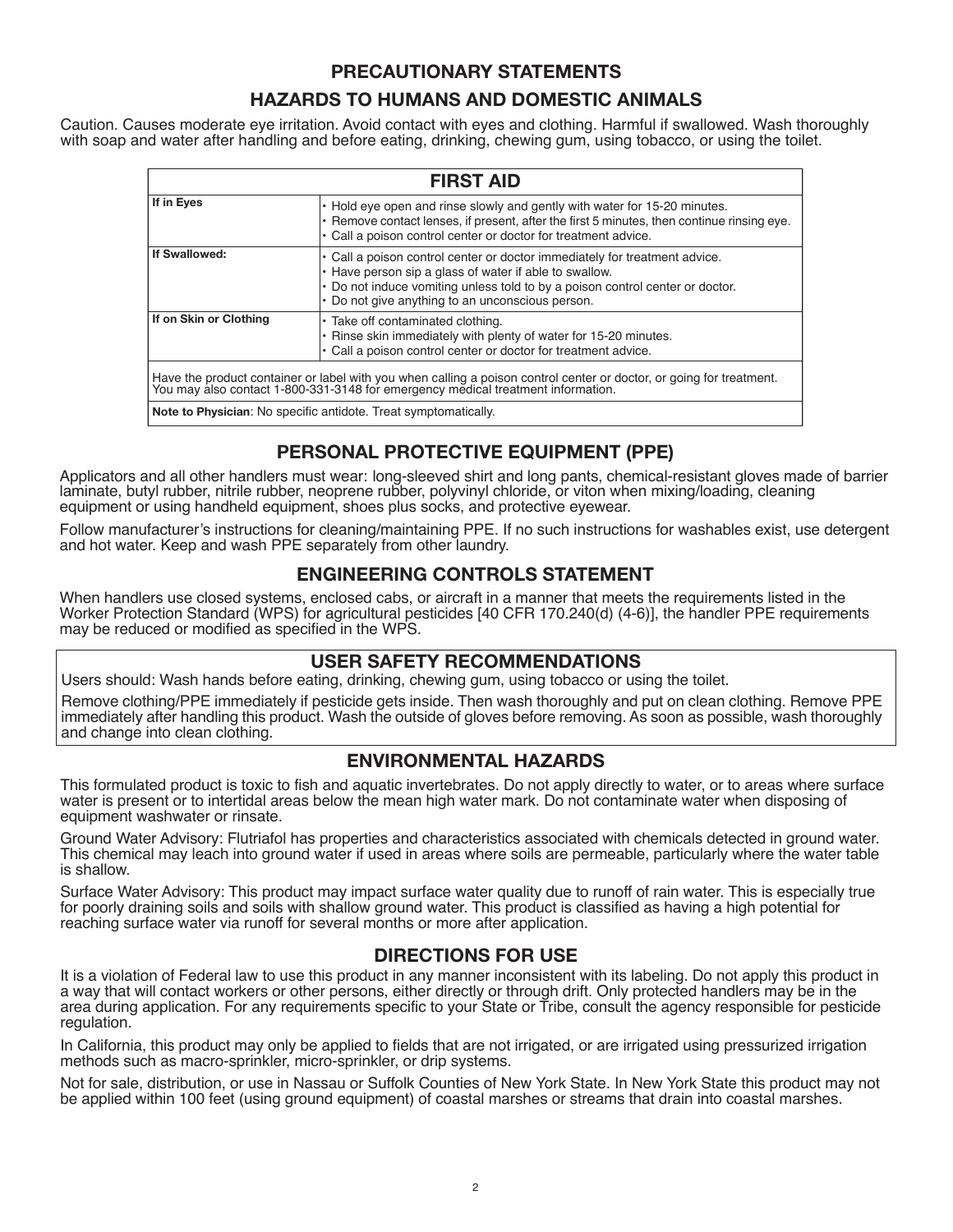# PRECAUTIONARY STATEMENTS

## HAZARDS TO HUMANS AND DOMESTIC ANIMALS

Caution. Causes moderate eye irritation. Avoid contact with eyes and clothing. Harmful if swallowed. Wash thoroughly with soap and water after handling and before eating, drinking, chewing gum, using tobacco, or using the toilet.

| FIRST AID | |
|---|---|
| **If in Eyes** | • Hold eye open and rinse slowly and gently with water for 15-20 minutes.<br>• Remove contact lenses, if present, after the first 5 minutes, then continue rinsing eye.<br>• Call a poison control center or doctor for treatment advice. |
| **If Swallowed:** | • Call a poison control center or doctor immediately for treatment advice.<br>• Have person sip a glass of water if able to swallow.<br>• Do not induce vomiting unless told to by a poison control center or doctor.<br>• Do not give anything to an unconscious person. |
| **If on Skin or Clothing** | • Take off contaminated clothing.<br>• Rinse skin immediately with plenty of water for 15-20 minutes.<br>• Call a poison control center or doctor for treatment advice. |
| Have the product container or label with you when calling a poison control center or doctor, or going for treatment. You may also contact 1-800-331-3148 for emergency medical treatment information. | |
| **Note to Physician**: No specific antidote. Treat symptomatically. | |

## PERSONAL PROTECTIVE EQUIPMENT (PPE)

Applicators and all other handlers must wear: long-sleeved shirt and long pants, chemical-resistant gloves made of barrier laminate, butyl rubber, nitrile rubber, neoprene rubber, polyvinyl chloride, or viton when mixing/loading, cleaning equipment or using handheld equipment, shoes plus socks, and protective eyewear.

Follow manufacturer's instructions for cleaning/maintaining PPE. If no such instructions for washables exist, use detergent and hot water. Keep and wash PPE separately from other laundry.

## ENGINEERING CONTROLS STATEMENT

When handlers use closed systems, enclosed cabs, or aircraft in a manner that meets the requirements listed in the Worker Protection Standard (WPS) for agricultural pesticides [40 CFR 170.240(d) (4-6)], the handler PPE requirements may be reduced or modified as specified in the WPS.

## USER SAFETY RECOMMENDATIONS

Users should: Wash hands before eating, drinking, chewing gum, using tobacco or using the toilet.

Remove clothing/PPE immediately if pesticide gets inside. Then wash thoroughly and put on clean clothing. Remove PPE immediately after handling this product. Wash the outside of gloves before removing. As soon as possible, wash thoroughly and change into clean clothing.

## ENVIRONMENTAL HAZARDS

This formulated product is toxic to fish and aquatic invertebrates. Do not apply directly to water, or to areas where surface water is present or to intertidal areas below the mean high water mark. Do not contaminate water when disposing of equipment washwater or rinsate.

Ground Water Advisory: Flutriafol has properties and characteristics associated with chemicals detected in ground water. This chemical may leach into ground water if used in areas where soils are permeable, particularly where the water table is shallow.

Surface Water Advisory: This product may impact surface water quality due to runoff of rain water. This is especially true for poorly draining soils and soils with shallow ground water. This product is classified as having a high potential for reaching surface water via runoff for several months or more after application.

## DIRECTIONS FOR USE

It is a violation of Federal law to use this product in any manner inconsistent with its labeling. Do not apply this product in a way that will contact workers or other persons, either directly or through drift. Only protected handlers may be in the area during application. For any requirements specific to your State or Tribe, consult the agency responsible for pesticide regulation.

In California, this product may only be applied to fields that are not irrigated, or are irrigated using pressurized irrigation methods such as macro-sprinkler, micro-sprinkler, or drip systems.

Not for sale, distribution, or use in Nassau or Suffolk Counties of New York State. In New York State this product may not be applied within 100 feet (using ground equipment) of coastal marshes or streams that drain into coastal marshes.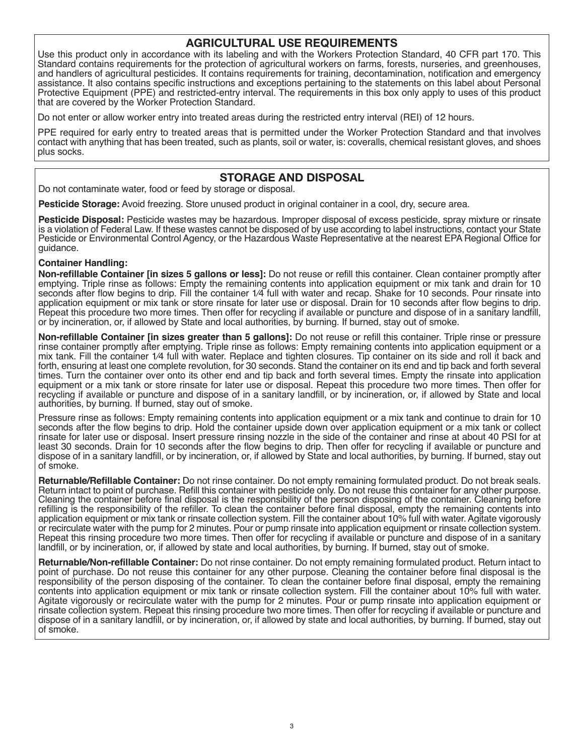## AGRICULTURAL USE REQUIREMENTS

Use this product only in accordance with its labeling and with the Workers Protection Standard, 40 CFR part 170. This Standard contains requirements for the protection of agricultural workers on farms, forests, nurseries, and greenhouses, and handlers of agricultural pesticides. It contains requirements for training, decontamination, notification and emergency assistance. It also contains specific instructions and exceptions pertaining to the statements on this label about Personal Protective Equipment (PPE) and restricted-entry interval. The requirements in this box only apply to uses of this product that are covered by the Worker Protection Standard.

Do not enter or allow worker entry into treated areas during the restricted entry interval (REI) of 12 hours.

PPE required for early entry to treated areas that is permitted under the Worker Protection Standard and that involves contact with anything that has been treated, such as plants, soil or water, is: coveralls, chemical resistant gloves, and shoes plus socks.

## STORAGE AND DISPOSAL

Do not contaminate water, food or feed by storage or disposal.

**Pesticide Storage:** Avoid freezing. Store unused product in original container in a cool, dry, secure area.

**Pesticide Disposal:** Pesticide wastes may be hazardous. Improper disposal of excess pesticide, spray mixture or rinsate is a violation of Federal Law. If these wastes cannot be disposed of by use according to label instructions, contact your State Pesticide or Environmental Control Agency, or the Hazardous Waste Representative at the nearest EPA Regional Office for guidance.

**Container Handling:**

**Non-refillable Container [in sizes 5 gallons or less]:** Do not reuse or refill this container. Clean container promptly after emptying. Triple rinse as follows: Empty the remaining contents into application equipment or mix tank and drain for 10 seconds after flow begins to drip. Fill the container 1⁄4 full with water and recap. Shake for 10 seconds. Pour rinsate into application equipment or mix tank or store rinsate for later use or disposal. Drain for 10 seconds after flow begins to drip. Repeat this procedure two more times. Then offer for recycling if available or puncture and dispose of in a sanitary landfill, or by incineration, or, if allowed by State and local authorities, by burning. If burned, stay out of smoke.

**Non-refillable Container [in sizes greater than 5 gallons]:** Do not reuse or refill this container. Triple rinse or pressure rinse container promptly after emptying. Triple rinse as follows: Empty remaining contents into application equipment or a mix tank. Fill the container 1⁄4 full with water. Replace and tighten closures. Tip container on its side and roll it back and forth, ensuring at least one complete revolution, for 30 seconds. Stand the container on its end and tip back and forth several times. Turn the container over onto its other end and tip back and forth several times. Empty the rinsate into application equipment or a mix tank or store rinsate for later use or disposal. Repeat this procedure two more times. Then offer for recycling if available or puncture and dispose of in a sanitary landfill, or by incineration, or, if allowed by State and local authorities, by burning. If burned, stay out of smoke.

Pressure rinse as follows: Empty remaining contents into application equipment or a mix tank and continue to drain for 10 seconds after the flow begins to drip. Hold the container upside down over application equipment or a mix tank or collect rinsate for later use or disposal. Insert pressure rinsing nozzle in the side of the container and rinse at about 40 PSI for at least 30 seconds. Drain for 10 seconds after the flow begins to drip. Then offer for recycling if available or puncture and dispose of in a sanitary landfill, or by incineration, or, if allowed by State and local authorities, by burning. If burned, stay out of smoke.

**Returnable/Refillable Container:** Do not rinse container. Do not empty remaining formulated product. Do not break seals. Return intact to point of purchase. Refill this container with pesticide only. Do not reuse this container for any other purpose. Cleaning the container before final disposal is the responsibility of the person disposing of the container. Cleaning before refilling is the responsibility of the refiller. To clean the container before final disposal, empty the remaining contents into application equipment or mix tank or rinsate collection system. Fill the container about 10% full with water. Agitate vigorously or recirculate water with the pump for 2 minutes. Pour or pump rinsate into application equipment or rinsate collection system. Repeat this rinsing procedure two more times. Then offer for recycling if available or puncture and dispose of in a sanitary landfill, or by incineration, or, if allowed by state and local authorities, by burning. If burned, stay out of smoke.

**Returnable/Non-refillable Container:** Do not rinse container. Do not empty remaining formulated product. Return intact to point of purchase. Do not reuse this container for any other purpose. Cleaning the container before final disposal is the responsibility of the person disposing of the container. To clean the container before final disposal, empty the remaining contents into application equipment or mix tank or rinsate collection system. Fill the container about 10% full with water. Agitate vigorously or recirculate water with the pump for 2 minutes. Pour or pump rinsate into application equipment or rinsate collection system. Repeat this rinsing procedure two more times. Then offer for recycling if available or puncture and dispose of in a sanitary landfill, or by incineration, or, if allowed by state and local authorities, by burning. If burned, stay out of smoke.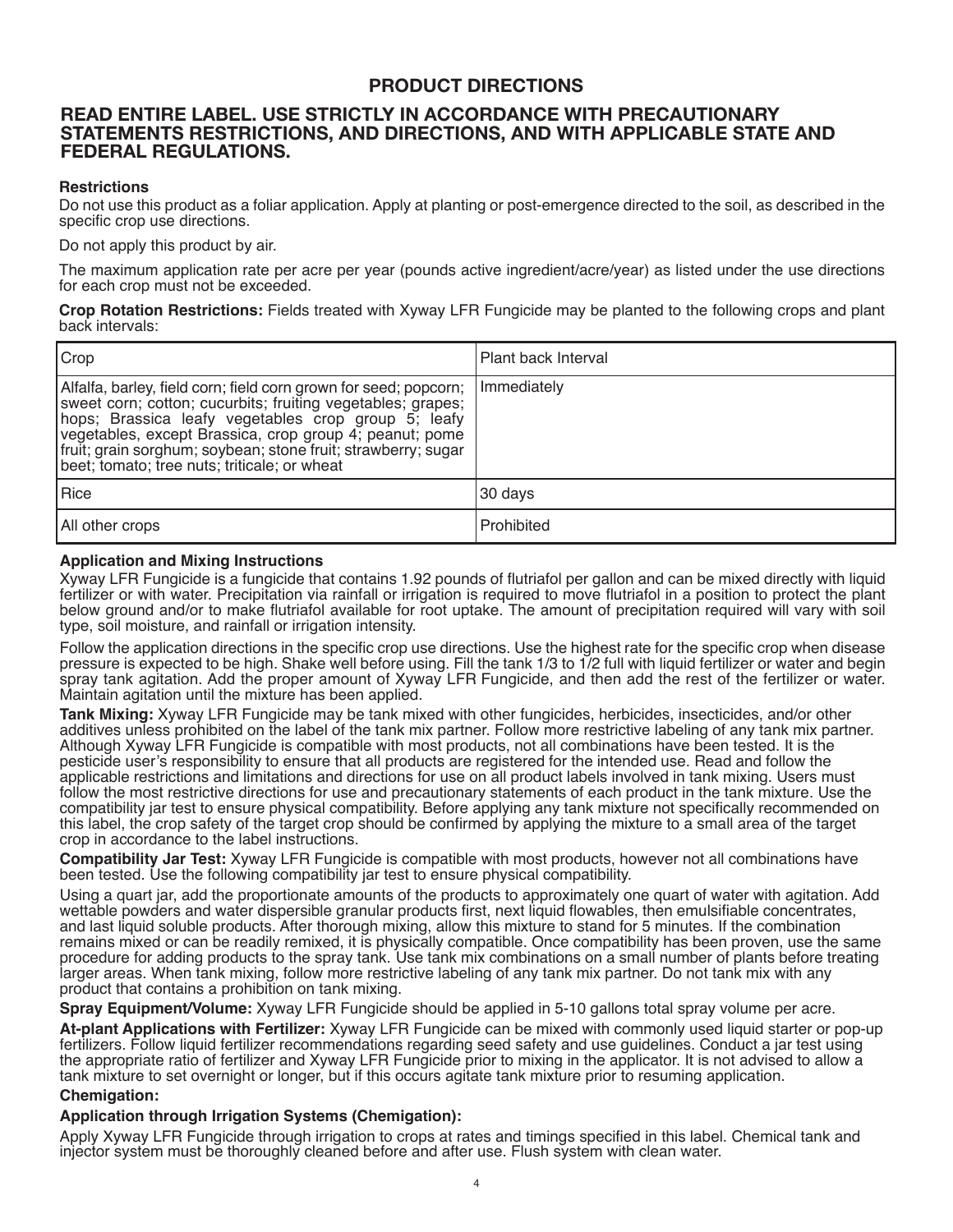# PRODUCT DIRECTIONS

## READ ENTIRE LABEL. USE STRICTLY IN ACCORDANCE WITH PRECAUTIONARY STATEMENTS RESTRICTIONS, AND DIRECTIONS, AND WITH APPLICABLE STATE AND FEDERAL REGULATIONS.

**Restrictions**

Do not use this product as a foliar application. Apply at planting or post-emergence directed to the soil, as described in the specific crop use directions.

Do not apply this product by air.

The maximum application rate per acre per year (pounds active ingredient/acre/year) as listed under the use directions for each crop must not be exceeded.

**Crop Rotation Restrictions:** Fields treated with Xyway LFR Fungicide may be planted to the following crops and plant back intervals:

| Crop | Plant back Interval |
|---|---|
| Alfalfa, barley, field corn; field corn grown for seed; popcorn; sweet corn; cotton; cucurbits; fruiting vegetables; grapes; hops; Brassica leafy vegetables crop group 5; leafy vegetables, except Brassica, crop group 4; peanut; pome fruit; grain sorghum; soybean; stone fruit; strawberry; sugar beet; tomato; tree nuts; triticale; or wheat | Immediately |
| Rice | 30 days |
| All other crops | Prohibited |

**Application and Mixing Instructions**

Xyway LFR Fungicide is a fungicide that contains 1.92 pounds of flutriafol per gallon and can be mixed directly with liquid fertilizer or with water. Precipitation via rainfall or irrigation is required to move flutriafol in a position to protect the plant below ground and/or to make flutriafol available for root uptake. The amount of precipitation required will vary with soil type, soil moisture, and rainfall or irrigation intensity.

Follow the application directions in the specific crop use directions. Use the highest rate for the specific crop when disease pressure is expected to be high. Shake well before using. Fill the tank 1/3 to 1/2 full with liquid fertilizer or water and begin spray tank agitation. Add the proper amount of Xyway LFR Fungicide, and then add the rest of the fertilizer or water. Maintain agitation until the mixture has been applied.

**Tank Mixing:** Xyway LFR Fungicide may be tank mixed with other fungicides, herbicides, insecticides, and/or other additives unless prohibited on the label of the tank mix partner. Follow more restrictive labeling of any tank mix partner. Although Xyway LFR Fungicide is compatible with most products, not all combinations have been tested. It is the pesticide user's responsibility to ensure that all products are registered for the intended use. Read and follow the applicable restrictions and limitations and directions for use on all product labels involved in tank mixing. Users must follow the most restrictive directions for use and precautionary statements of each product in the tank mixture. Use the compatibility jar test to ensure physical compatibility. Before applying any tank mixture not specifically recommended on this label, the crop safety of the target crop should be confirmed by applying the mixture to a small area of the target crop in accordance to the label instructions.

**Compatibility Jar Test:** Xyway LFR Fungicide is compatible with most products, however not all combinations have been tested. Use the following compatibility jar test to ensure physical compatibility.

Using a quart jar, add the proportionate amounts of the products to approximately one quart of water with agitation. Add wettable powders and water dispersible granular products first, next liquid flowables, then emulsifiable concentrates, and last liquid soluble products. After thorough mixing, allow this mixture to stand for 5 minutes. If the combination remains mixed or can be readily remixed, it is physically compatible. Once compatibility has been proven, use the same procedure for adding products to the spray tank. Use tank mix combinations on a small number of plants before treating larger areas. When tank mixing, follow more restrictive labeling of any tank mix partner. Do not tank mix with any product that contains a prohibition on tank mixing.

**Spray Equipment/Volume:** Xyway LFR Fungicide should be applied in 5-10 gallons total spray volume per acre.

**At-plant Applications with Fertilizer:** Xyway LFR Fungicide can be mixed with commonly used liquid starter or pop-up fertilizers. Follow liquid fertilizer recommendations regarding seed safety and use guidelines. Conduct a jar test using the appropriate ratio of fertilizer and Xyway LFR Fungicide prior to mixing in the applicator. It is not advised to allow a tank mixture to set overnight or longer, but if this occurs agitate tank mixture prior to resuming application.

**Chemigation:**

**Application through Irrigation Systems (Chemigation):**

Apply Xyway LFR Fungicide through irrigation to crops at rates and timings specified in this label. Chemical tank and injector system must be thoroughly cleaned before and after use. Flush system with clean water.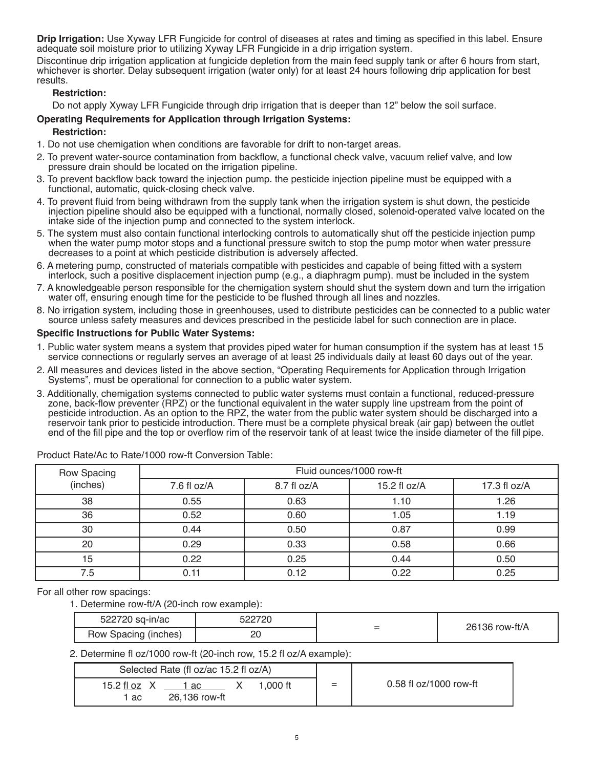**Drip Irrigation:** Use Xyway LFR Fungicide for control of diseases at rates and timing as specified in this label. Ensure adequate soil moisture prior to utilizing Xyway LFR Fungicide in a drip irrigation system.

Discontinue drip irrigation application at fungicide depletion from the main feed supply tank or after 6 hours from start, whichever is shorter. Delay subsequent irrigation (water only) for at least 24 hours following drip application for best results.

**Restriction:**

Do not apply Xyway LFR Fungicide through drip irrigation that is deeper than 12" below the soil surface.

**Operating Requirements for Application through Irrigation Systems:**

**Restriction:**

1. Do not use chemigation when conditions are favorable for drift to non-target areas.
2. To prevent water-source contamination from backflow, a functional check valve, vacuum relief valve, and low pressure drain should be located on the irrigation pipeline.
3. To prevent backflow back toward the injection pump. the pesticide injection pipeline must be equipped with a functional, automatic, quick-closing check valve.
4. To prevent fluid from being withdrawn from the supply tank when the irrigation system is shut down, the pesticide injection pipeline should also be equipped with a functional, normally closed, solenoid-operated valve located on the intake side of the injection pump and connected to the system interlock.
5. The system must also contain functional interlocking controls to automatically shut off the pesticide injection pump when the water pump motor stops and a functional pressure switch to stop the pump motor when water pressure decreases to a point at which pesticide distribution is adversely affected.
6. A metering pump, constructed of materials compatible with pesticides and capable of being fitted with a system interlock, such a positive displacement injection pump (e.g., a diaphragm pump). must be included in the system
7. A knowledgeable person responsible for the chemigation system should shut the system down and turn the irrigation water off, ensuring enough time for the pesticide to be flushed through all lines and nozzles.
8. No irrigation system, including those in greenhouses, used to distribute pesticides can be connected to a public water source unless safety measures and devices prescribed in the pesticide label for such connection are in place.

**Specific Instructions for Public Water Systems:**

1. Public water system means a system that provides piped water for human consumption if the system has at least 15 service connections or regularly serves an average of at least 25 individuals daily at least 60 days out of the year.
2. All measures and devices listed in the above section, "Operating Requirements for Application through Irrigation Systems", must be operational for connection to a public water system.
3. Additionally, chemigation systems connected to public water systems must contain a functional, reduced-pressure zone, back-flow preventer (RPZ) or the functional equivalent in the water supply line upstream from the point of pesticide introduction. As an option to the RPZ, the water from the public water system should be discharged into a reservoir tank prior to pesticide introduction. There must be a complete physical break (air gap) between the outlet end of the fill pipe and the top or overflow rim of the reservoir tank of at least twice the inside diameter of the fill pipe.

Product Rate/Ac to Rate/1000 row-ft Conversion Table:

| Row Spacing (inches) | Fluid ounces/1000 row-ft | | | |
|---|---|---|---|---|
| | 7.6 fl oz/A | 8.7 fl oz/A | 15.2 fl oz/A | 17.3 fl oz/A |
| 38 | 0.55 | 0.63 | 1.10 | 1.26 |
| 36 | 0.52 | 0.60 | 1.05 | 1.19 |
| 30 | 0.44 | 0.50 | 0.87 | 0.99 |
| 20 | 0.29 | 0.33 | 0.58 | 0.66 |
| 15 | 0.22 | 0.25 | 0.44 | 0.50 |
| 7.5 | 0.11 | 0.12 | 0.22 | 0.25 |

For all other row spacings:

1. Determine row-ft/A (20-inch row example):

| 522720 sq-in/ac | 522720 | = | 26136 row-ft/A |
|---|---|---|---|
| Row Spacing (inches) | 20 | | |

2. Determine fl oz/1000 row-ft (20-inch row, 15.2 fl oz/A example):

| Selected Rate (fl oz/ac 15.2 fl oz/A) | = | 0.58 fl oz/1000 row-ft |
|---|---|---|
| $\frac{15.2 \text{ fl oz}}{1 \text{ ac}} \times \frac{1 \text{ ac}}{26{,}136 \text{ row-ft}} \times 1{,}000 \text{ ft}$ | | |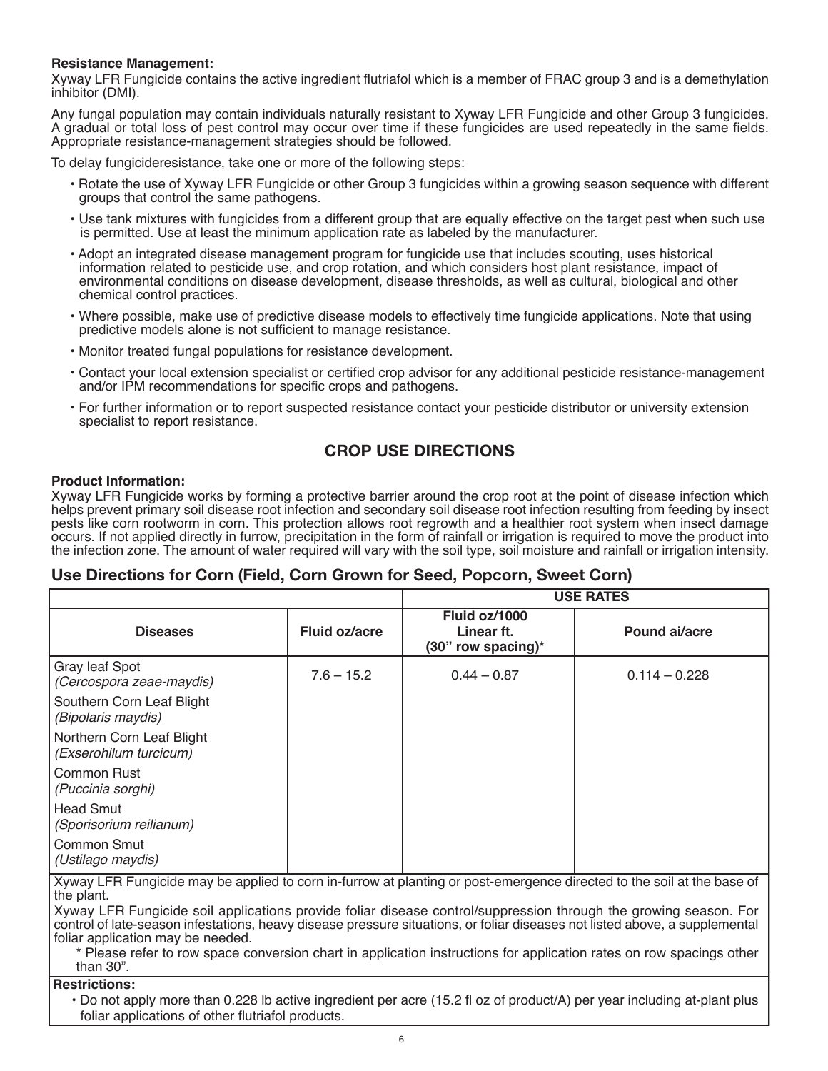**Resistance Management:**
Xyway LFR Fungicide contains the active ingredient flutriafol which is a member of FRAC group 3 and is a demethylation inhibitor (DMI).

Any fungal population may contain individuals naturally resistant to Xyway LFR Fungicide and other Group 3 fungicides. A gradual or total loss of pest control may occur over time if these fungicides are used repeatedly in the same fields. Appropriate resistance-management strategies should be followed.

To delay fungicideresistance, take one or more of the following steps:

- Rotate the use of Xyway LFR Fungicide or other Group 3 fungicides within a growing season sequence with different groups that control the same pathogens.
- Use tank mixtures with fungicides from a different group that are equally effective on the target pest when such use is permitted. Use at least the minimum application rate as labeled by the manufacturer.
- Adopt an integrated disease management program for fungicide use that includes scouting, uses historical information related to pesticide use, and crop rotation, and which considers host plant resistance, impact of environmental conditions on disease development, disease thresholds, as well as cultural, biological and other chemical control practices.
- Where possible, make use of predictive disease models to effectively time fungicide applications. Note that using predictive models alone is not sufficient to manage resistance.
- Monitor treated fungal populations for resistance development.
- Contact your local extension specialist or certified crop advisor for any additional pesticide resistance-management and/or IPM recommendations for specific crops and pathogens.
- For further information or to report suspected resistance contact your pesticide distributor or university extension specialist to report resistance.

## CROP USE DIRECTIONS

**Product Information:**
Xyway LFR Fungicide works by forming a protective barrier around the crop root at the point of disease infection which helps prevent primary soil disease root infection and secondary soil disease root infection resulting from feeding by insect pests like corn rootworm in corn. This protection allows root regrowth and a healthier root system when insect damage occurs. If not applied directly in furrow, precipitation in the form of rainfall or irrigation is required to move the product into the infection zone. The amount of water required will vary with the soil type, soil moisture and rainfall or irrigation intensity.

### Use Directions for Corn (Field, Corn Grown for Seed, Popcorn, Sweet Corn)

| | | USE RATES | |
|---|---|---|---|
| **Diseases** | **Fluid oz/acre** | **Fluid oz/1000 Linear ft. (30" row spacing)*** | **Pound ai/acre** |
| Gray leaf Spot *(Cercospora zeae-maydis)* | 7.6 – 15.2 | 0.44 – 0.87 | 0.114 – 0.228 |
| Southern Corn Leaf Blight *(Bipolaris maydis)* | | | |
| Northern Corn Leaf Blight *(Exserohilum turcicum)* | | | |
| Common Rust *(Puccinia sorghi)* | | | |
| Head Smut *(Sporisorium reilianum)* | | | |
| Common Smut *(Ustilago maydis)* | | | |

Xyway LFR Fungicide may be applied to corn in-furrow at planting or post-emergence directed to the soil at the base of the plant.

Xyway LFR Fungicide soil applications provide foliar disease control/suppression through the growing season. For control of late-season infestations, heavy disease pressure situations, or foliar diseases not listed above, a supplemental foliar application may be needed.

\* Please refer to row space conversion chart in application instructions for application rates on row spacings other than 30".

**Restrictions:**

- Do not apply more than 0.228 lb active ingredient per acre (15.2 fl oz of product/A) per year including at-plant plus foliar applications of other flutriafol products.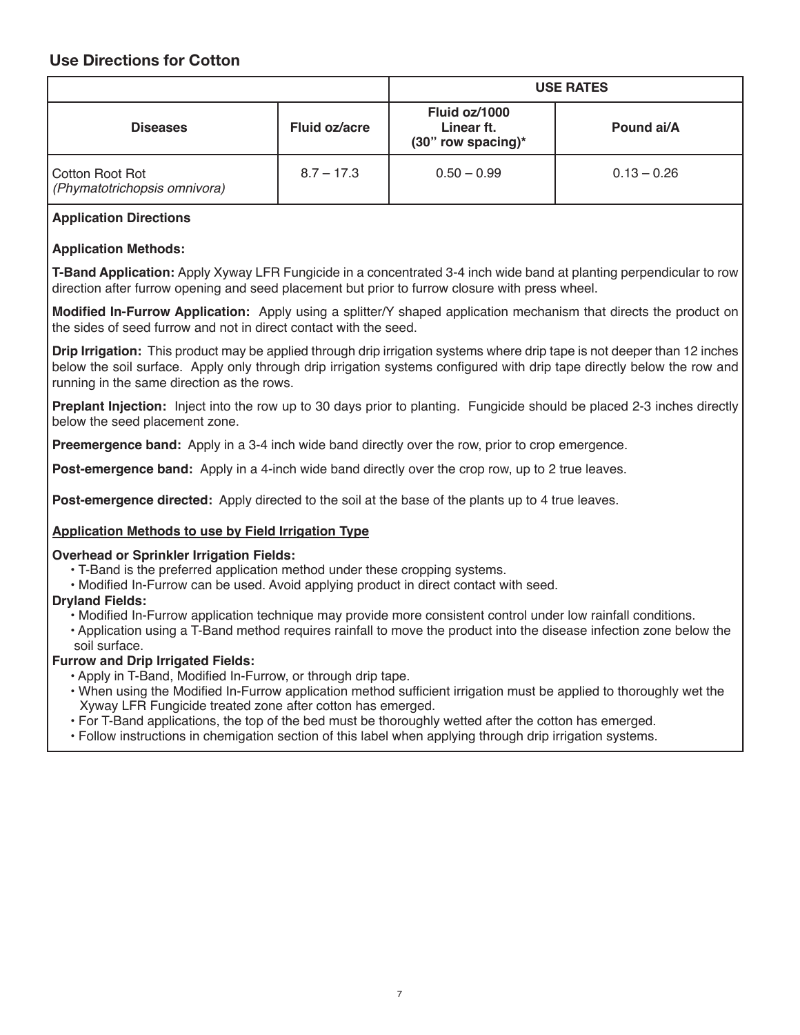## Use Directions for Cotton

| | | USE RATES | |
|---|---|---|---|
| **Diseases** | **Fluid oz/acre** | **Fluid oz/1000 Linear ft. (30" row spacing)*** | **Pound ai/A** |
| Cotton Root Rot *(Phymatotrichopsis omnivora)* | 8.7 – 17.3 | 0.50 – 0.99 | 0.13 – 0.26 |

**Application Directions**

**Application Methods:**

**T-Band Application:** Apply Xyway LFR Fungicide in a concentrated 3-4 inch wide band at planting perpendicular to row direction after furrow opening and seed placement but prior to furrow closure with press wheel.

**Modified In-Furrow Application:** Apply using a splitter/Y shaped application mechanism that directs the product on the sides of seed furrow and not in direct contact with the seed.

**Drip Irrigation:** This product may be applied through drip irrigation systems where drip tape is not deeper than 12 inches below the soil surface. Apply only through drip irrigation systems configured with drip tape directly below the row and running in the same direction as the rows.

**Preplant Injection:** Inject into the row up to 30 days prior to planting. Fungicide should be placed 2-3 inches directly below the seed placement zone.

**Preemergence band:** Apply in a 3-4 inch wide band directly over the row, prior to crop emergence.

**Post-emergence band:** Apply in a 4-inch wide band directly over the crop row, up to 2 true leaves.

**Post-emergence directed:** Apply directed to the soil at the base of the plants up to 4 true leaves.

**Application Methods to use by Field Irrigation Type**

**Overhead or Sprinkler Irrigation Fields:**
- T-Band is the preferred application method under these cropping systems.
- Modified In-Furrow can be used. Avoid applying product in direct contact with seed.

**Dryland Fields:**
- Modified In-Furrow application technique may provide more consistent control under low rainfall conditions.
- Application using a T-Band method requires rainfall to move the product into the disease infection zone below the soil surface.

**Furrow and Drip Irrigated Fields:**
- Apply in T-Band, Modified In-Furrow, or through drip tape.
- When using the Modified In-Furrow application method sufficient irrigation must be applied to thoroughly wet the Xyway LFR Fungicide treated zone after cotton has emerged.
- For T-Band applications, the top of the bed must be thoroughly wetted after the cotton has emerged.
- Follow instructions in chemigation section of this label when applying through drip irrigation systems.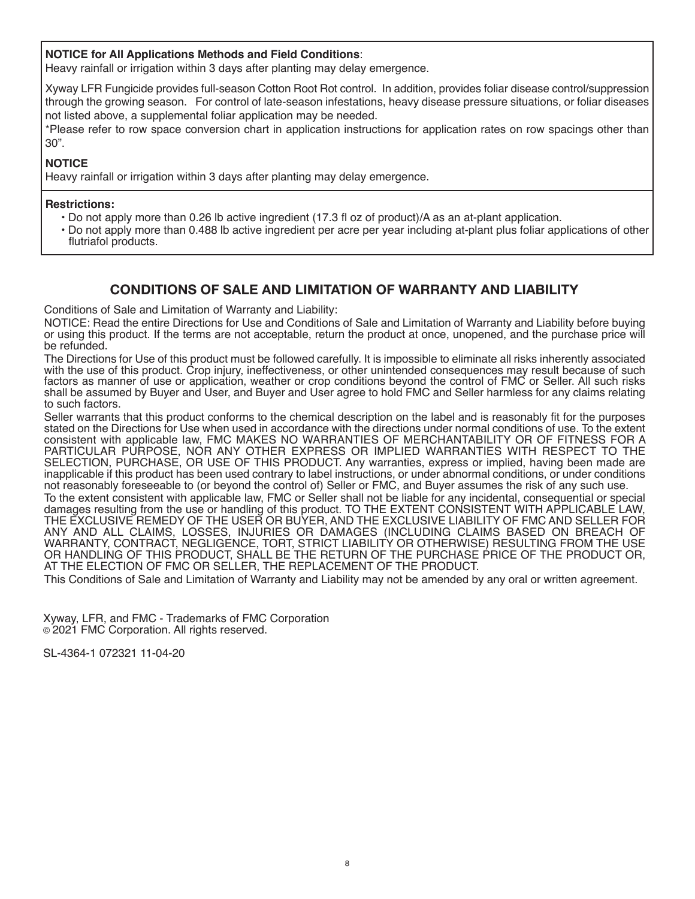**NOTICE for All Applications Methods and Field Conditions**:
Heavy rainfall or irrigation within 3 days after planting may delay emergence.

Xyway LFR Fungicide provides full-season Cotton Root Rot control. In addition, provides foliar disease control/suppression through the growing season. For control of late-season infestations, heavy disease pressure situations, or foliar diseases not listed above, a supplemental foliar application may be needed.
*Please refer to row space conversion chart in application instructions for application rates on row spacings other than 30".

**NOTICE**
Heavy rainfall or irrigation within 3 days after planting may delay emergence.

**Restrictions:**

- Do not apply more than 0.26 lb active ingredient (17.3 fl oz of product)/A as an at-plant application.
- Do not apply more than 0.488 lb active ingredient per acre per year including at-plant plus foliar applications of other flutriafol products.

## CONDITIONS OF SALE AND LIMITATION OF WARRANTY AND LIABILITY

Conditions of Sale and Limitation of Warranty and Liability:
NOTICE: Read the entire Directions for Use and Conditions of Sale and Limitation of Warranty and Liability before buying or using this product. If the terms are not acceptable, return the product at once, unopened, and the purchase price will be refunded.
The Directions for Use of this product must be followed carefully. It is impossible to eliminate all risks inherently associated with the use of this product. Crop injury, ineffectiveness, or other unintended consequences may result because of such factors as manner of use or application, weather or crop conditions beyond the control of FMC or Seller. All such risks shall be assumed by Buyer and User, and Buyer and User agree to hold FMC and Seller harmless for any claims relating to such factors.
Seller warrants that this product conforms to the chemical description on the label and is reasonably fit for the purposes stated on the Directions for Use when used in accordance with the directions under normal conditions of use. To the extent consistent with applicable law, FMC MAKES NO WARRANTIES OF MERCHANTABILITY OR OF FITNESS FOR A PARTICULAR PURPOSE, NOR ANY OTHER EXPRESS OR IMPLIED WARRANTIES WITH RESPECT TO THE SELECTION, PURCHASE, OR USE OF THIS PRODUCT. Any warranties, express or implied, having been made are inapplicable if this product has been used contrary to label instructions, or under abnormal conditions, or under conditions not reasonably foreseeable to (or beyond the control of) Seller or FMC, and Buyer assumes the risk of any such use.
To the extent consistent with applicable law, FMC or Seller shall not be liable for any incidental, consequential or special damages resulting from the use or handling of this product. TO THE EXTENT CONSISTENT WITH APPLICABLE LAW, THE EXCLUSIVE REMEDY OF THE USER OR BUYER, AND THE EXCLUSIVE LIABILITY OF FMC AND SELLER FOR ANY AND ALL CLAIMS, LOSSES, INJURIES OR DAMAGES (INCLUDING CLAIMS BASED ON BREACH OF WARRANTY, CONTRACT, NEGLIGENCE, TORT, STRICT LIABILITY OR OTHERWISE) RESULTING FROM THE USE OR HANDLING OF THIS PRODUCT, SHALL BE THE RETURN OF THE PURCHASE PRICE OF THE PRODUCT OR, AT THE ELECTION OF FMC OR SELLER, THE REPLACEMENT OF THE PRODUCT.
This Conditions of Sale and Limitation of Warranty and Liability may not be amended by any oral or written agreement.

Xyway, LFR, and FMC - Trademarks of FMC Corporation
© 2021 FMC Corporation. All rights reserved.

SL-4364-1 072321 11-04-20